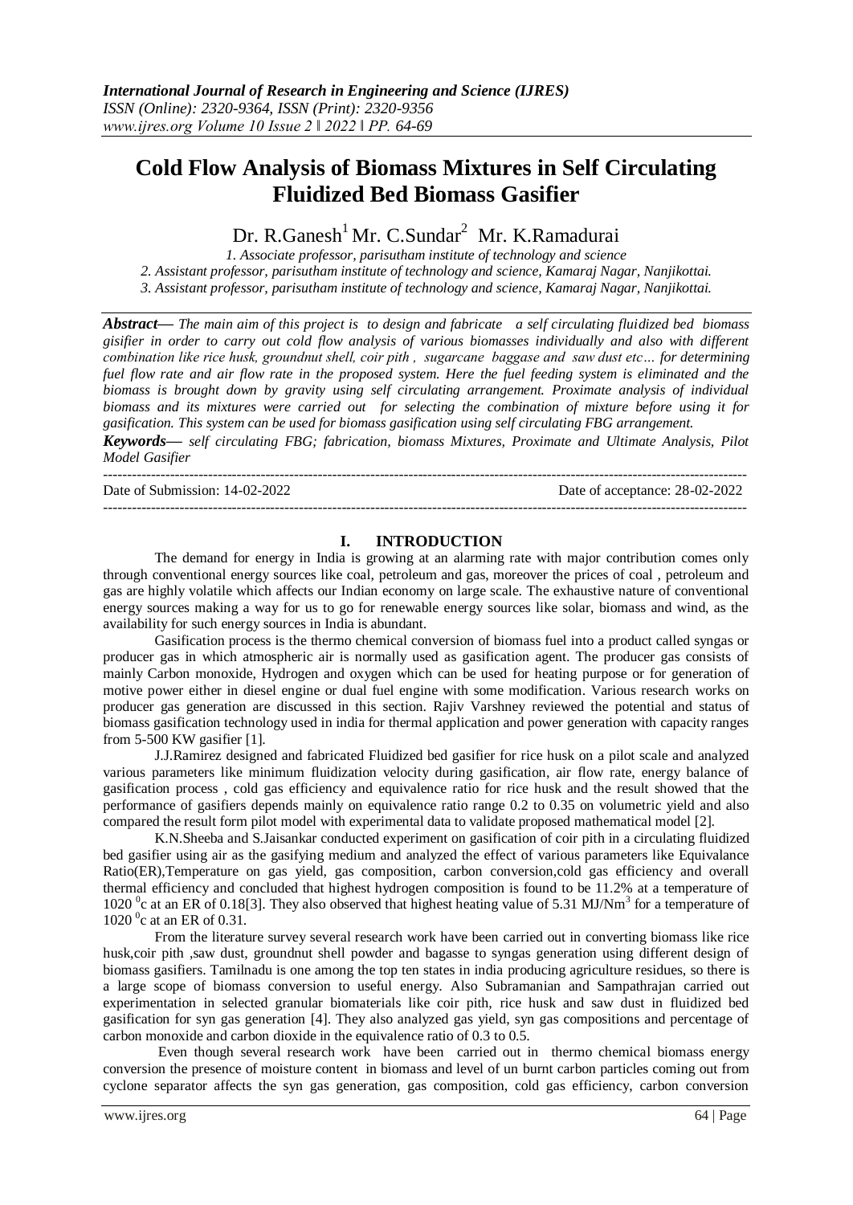# Cold Flow Analysis of Biomass Mixtures in Self Circulating Fluidized Bed Biomass Gasifier

Dr. R.Ganesh[1] Mr. C.Sundar[2] Mr. K.Ramadurai

*1. Associate professor, parisutham institute of technology and science*
*2. Assistant professor, parisutham institute of technology and science, Kamaraj Nagar, Nanjikottai.*
*3. Assistant professor, parisutham institute of technology and science, Kamaraj Nagar, Nanjikottai.*

***Abstract—*** *The main aim of this project is to design and fabricate a self circulating fluidized bed biomass gisifier in order to carry out cold flow analysis of various biomasses individually and also with different combination like rice husk, groundnut shell, coir pith , sugarcane baggase and saw dust etc… for determining fuel flow rate and air flow rate in the proposed system. Here the fuel feeding system is eliminated and the biomass is brought down by gravity using self circulating arrangement. Proximate analysis of individual biomass and its mixtures were carried out for selecting the combination of mixture before using it for gasification. This system can be used for biomass gasification using self circulating FBG arrangement.*

***Keywords—*** *self circulating FBG; fabrication, biomass Mixtures, Proximate and Ultimate Analysis, Pilot Model Gasifier*

Date of Submission: 14-02-2022 Date of acceptance: 28-02-2022

## I. INTRODUCTION

The demand for energy in India is growing at an alarming rate with major contribution comes only through conventional energy sources like coal, petroleum and gas, moreover the prices of coal , petroleum and gas are highly volatile which affects our Indian economy on large scale. The exhaustive nature of conventional energy sources making a way for us to go for renewable energy sources like solar, biomass and wind, as the availability for such energy sources in India is abundant.

Gasification process is the thermo chemical conversion of biomass fuel into a product called syngas or producer gas in which atmospheric air is normally used as gasification agent. The producer gas consists of mainly Carbon monoxide, Hydrogen and oxygen which can be used for heating purpose or for generation of motive power either in diesel engine or dual fuel engine with some modification. Various research works on producer gas generation are discussed in this section. Rajiv Varshney reviewed the potential and status of biomass gasification technology used in india for thermal application and power generation with capacity ranges from 5-500 KW gasifier [1].

J.J.Ramirez designed and fabricated Fluidized bed gasifier for rice husk on a pilot scale and analyzed various parameters like minimum fluidization velocity during gasification, air flow rate, energy balance of gasification process , cold gas efficiency and equivalence ratio for rice husk and the result showed that the performance of gasifiers depends mainly on equivalence ratio range 0.2 to 0.35 on volumetric yield and also compared the result form pilot model with experimental data to validate proposed mathematical model [2].

K.N.Sheeba and S.Jaisankar conducted experiment on gasification of coir pith in a circulating fluidized bed gasifier using air as the gasifying medium and analyzed the effect of various parameters like Equivalance Ratio(ER),Temperature on gas yield, gas composition, carbon conversion,cold gas efficiency and overall thermal efficiency and concluded that highest hydrogen composition is found to be 11.2% at a temperature of 1020 $^{0}$c at an ER of 0.18[3]. They also observed that highest heating value of 5.31 MJ/Nm$^{3}$ for a temperature of 1020 $^{0}$c at an ER of 0.31.

From the literature survey several research work have been carried out in converting biomass like rice husk,coir pith ,saw dust, groundnut shell powder and bagasse to syngas generation using different design of biomass gasifiers. Tamilnadu is one among the top ten states in india producing agriculture residues, so there is a large scope of biomass conversion to useful energy. Also Subramanian and Sampathrajan carried out experimentation in selected granular biomaterials like coir pith, rice husk and saw dust in fluidized bed gasification for syn gas generation [4]. They also analyzed gas yield, syn gas compositions and percentage of carbon monoxide and carbon dioxide in the equivalence ratio of 0.3 to 0.5.

Even though several research work have been carried out in thermo chemical biomass energy conversion the presence of moisture content in biomass and level of un burnt carbon particles coming out from cyclone separator affects the syn gas generation, gas composition, cold gas efficiency, carbon conversion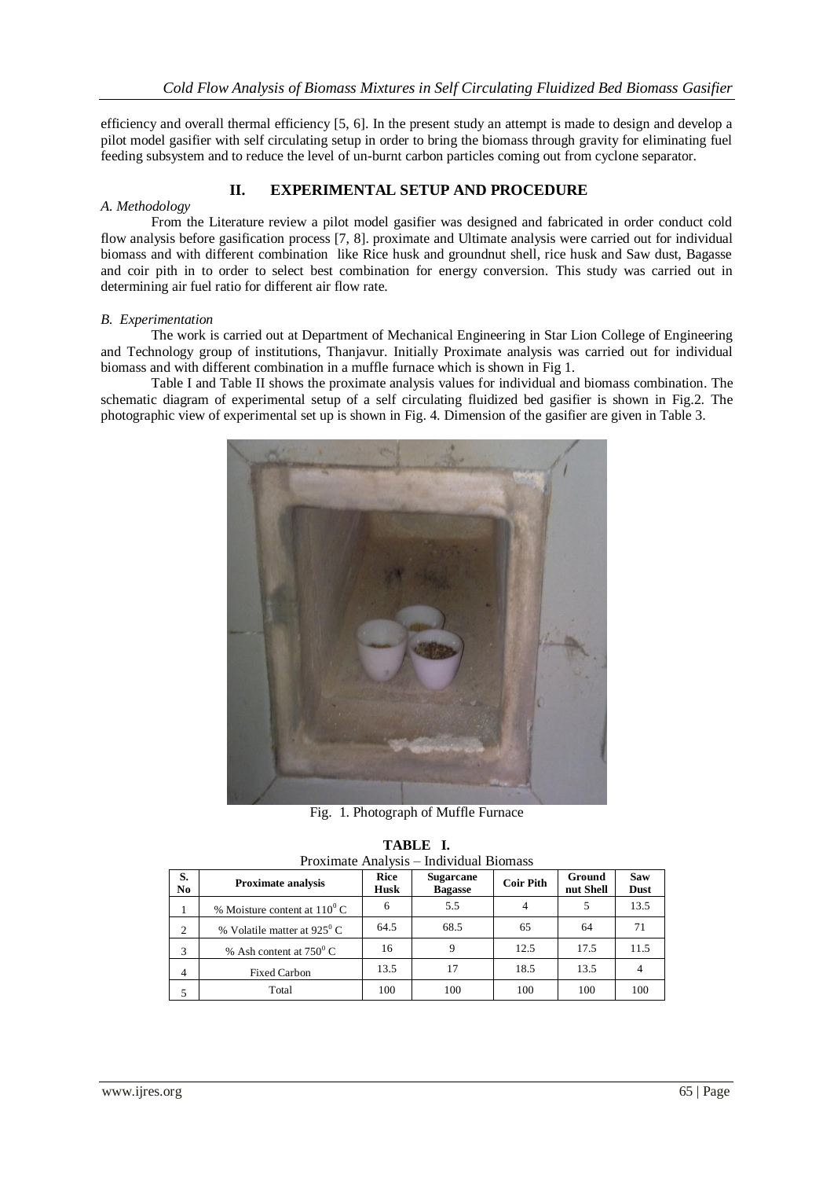efficiency and overall thermal efficiency [5, 6]. In the present study an attempt is made to design and develop a pilot model gasifier with self circulating setup in order to bring the biomass through gravity for eliminating fuel feeding subsystem and to reduce the level of un-burnt carbon particles coming out from cyclone separator.

## II. EXPERIMENTAL SETUP AND PROCEDURE

### *A. Methodology*

From the Literature review a pilot model gasifier was designed and fabricated in order conduct cold flow analysis before gasification process [7, 8]. proximate and Ultimate analysis were carried out for individual biomass and with different combination like Rice husk and groundnut shell, rice husk and Saw dust, Bagasse and coir pith in to order to select best combination for energy conversion. This study was carried out in determining air fuel ratio for different air flow rate.

### *B. Experimentation*

The work is carried out at Department of Mechanical Engineering in Star Lion College of Engineering and Technology group of institutions, Thanjavur. Initially Proximate analysis was carried out for individual biomass and with different combination in a muffle furnace which is shown in Fig 1.

Table I and Table II shows the proximate analysis values for individual and biomass combination. The schematic diagram of experimental setup of a self circulating fluidized bed gasifier is shown in Fig.2. The photographic view of experimental set up is shown in Fig. 4. Dimension of the gasifier are given in Table 3.

Fig. 1. Photograph of Muffle Furnace

**TABLE I.**
Proximate Analysis – Individual Biomass

| S. No | Proximate analysis | Rice Husk | Sugarcane Bagasse | Coir Pith | Ground nut Shell | Saw Dust |
|---|---|---|---|---|---|---|
| 1 | % Moisture content at $110^0$ C | 6 | 5.5 | 4 | 5 | 13.5 |
| 2 | % Volatile matter at $925^0$ C | 64.5 | 68.5 | 65 | 64 | 71 |
| 3 | % Ash content at $750^0$ C | 16 | 9 | 12.5 | 17.5 | 11.5 |
| 4 | Fixed Carbon | 13.5 | 17 | 18.5 | 13.5 | 4 |
| 5 | Total | 100 | 100 | 100 | 100 | 100 |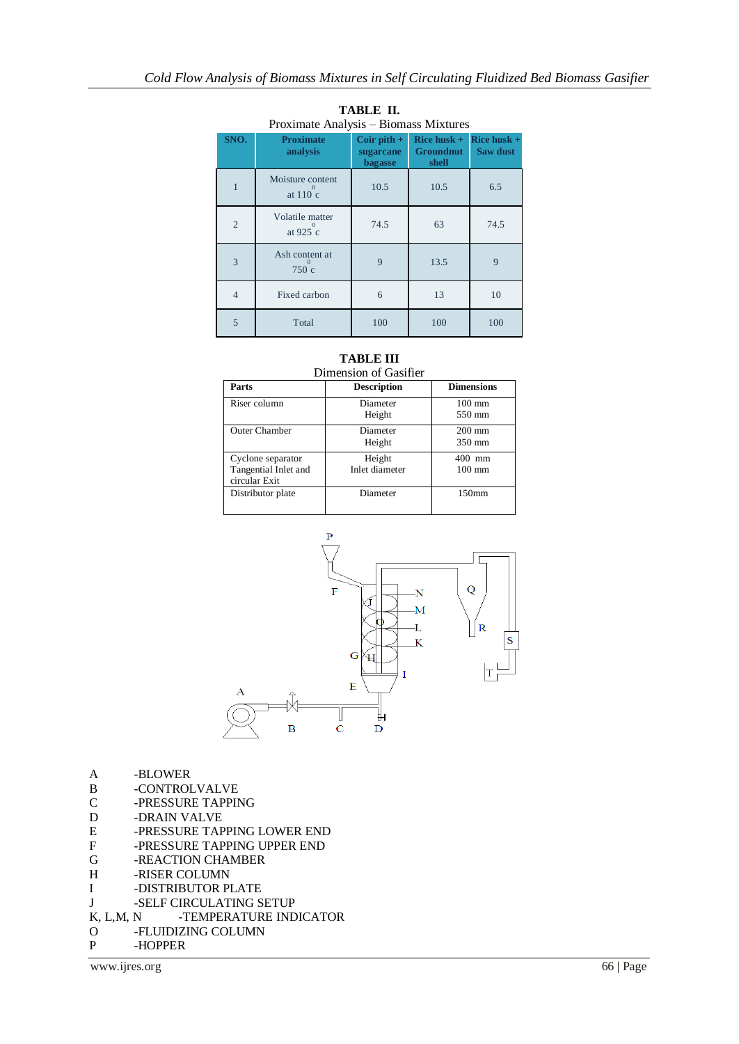**TABLE II.**
Proximate Analysis – Biomass Mixtures

| SNO. | Proximate analysis | Coir pith + sugarcane bagasse | Rice husk + Groundnut shell | Rice husk + Saw dust |
|---|---|---|---|---|
| 1 | Moisture content at 110 $^0$c | 10.5 | 10.5 | 6.5 |
| 2 | Volatile matter at 925 $^0$c | 74.5 | 63 | 74.5 |
| 3 | Ash content at 750 $^0$c | 9 | 13.5 | 9 |
| 4 | Fixed carbon | 6 | 13 | 10 |
| 5 | Total | 100 | 100 | 100 |

**TABLE III**
Dimension of Gasifier

| Parts | Description | Dimensions |
|---|---|---|
| Riser column | Diameter<br>Height | 100 mm<br>550 mm |
| Outer Chamber | Diameter<br>Height | 200 mm<br>350 mm |
| Cyclone separator Tangential Inlet and circular Exit | Height<br>Inlet diameter | 400 mm<br>100 mm |
| Distributor plate | Diameter | 150mm |

A -BLOWER
B -CONTROLVALVE
C -PRESSURE TAPPING
D -DRAIN VALVE
E -PRESSURE TAPPING LOWER END
F -PRESSURE TAPPING UPPER END
G -REACTION CHAMBER
H -RISER COLUMN
I -DISTRIBUTOR PLATE
J -SELF CIRCULATING SETUP
K, L,M, N -TEMPERATURE INDICATOR
O -FLUIDIZING COLUMN
P -HOPPER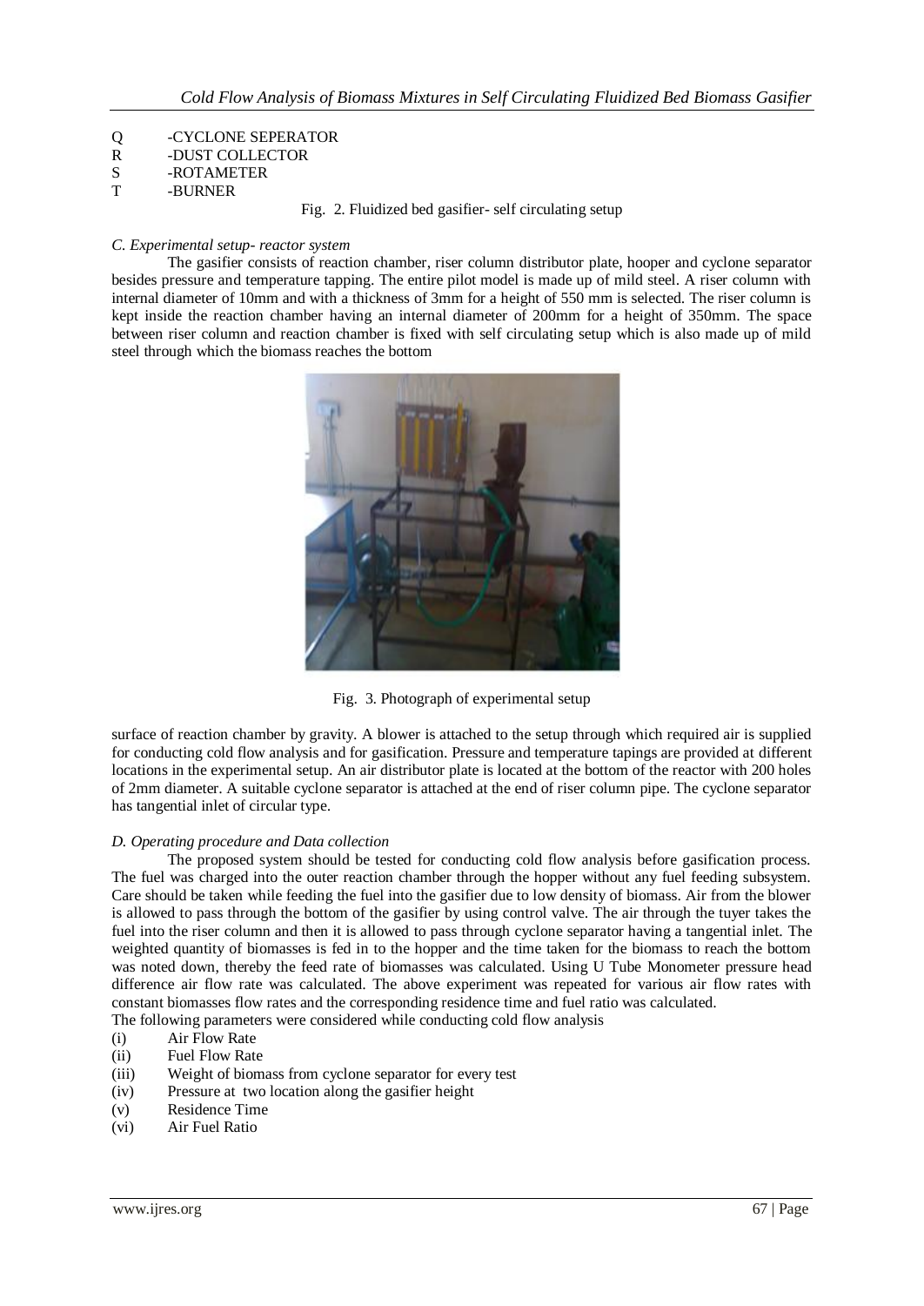Q -CYCLONE SEPERATOR
R -DUST COLLECTOR
S -ROTAMETER
T -BURNER

Fig. 2. Fluidized bed gasifier- self circulating setup

### *C. Experimental setup- reactor system*

The gasifier consists of reaction chamber, riser column distributor plate, hooper and cyclone separator besides pressure and temperature tapping. The entire pilot model is made up of mild steel. A riser column with internal diameter of 10mm and with a thickness of 3mm for a height of 550 mm is selected. The riser column is kept inside the reaction chamber having an internal diameter of 200mm for a height of 350mm. The space between riser column and reaction chamber is fixed with self circulating setup which is also made up of mild steel through which the biomass reaches the bottom surface of reaction chamber by gravity. A blower is attached to the setup through which required air is supplied for conducting cold flow analysis and for gasification. Pressure and temperature tapings are provided at different locations in the experimental setup. An air distributor plate is located at the bottom of the reactor with 200 holes of 2mm diameter. A suitable cyclone separator is attached at the end of riser column pipe. The cyclone separator has tangential inlet of circular type.

Fig. 3. Photograph of experimental setup

### *D. Operating procedure and Data collection*

The proposed system should be tested for conducting cold flow analysis before gasification process. The fuel was charged into the outer reaction chamber through the hopper without any fuel feeding subsystem. Care should be taken while feeding the fuel into the gasifier due to low density of biomass. Air from the blower is allowed to pass through the bottom of the gasifier by using control valve. The air through the tuyer takes the fuel into the riser column and then it is allowed to pass through cyclone separator having a tangential inlet. The weighted quantity of biomasses is fed in to the hopper and the time taken for the biomass to reach the bottom was noted down, thereby the feed rate of biomasses was calculated. Using U Tube Monometer pressure head difference air flow rate was calculated. The above experiment was repeated for various air flow rates with constant biomasses flow rates and the corresponding residence time and fuel ratio was calculated.

The following parameters were considered while conducting cold flow analysis

(i) Air Flow Rate
(ii) Fuel Flow Rate
(iii) Weight of biomass from cyclone separator for every test
(iv) Pressure at two location along the gasifier height
(v) Residence Time
(vi) Air Fuel Ratio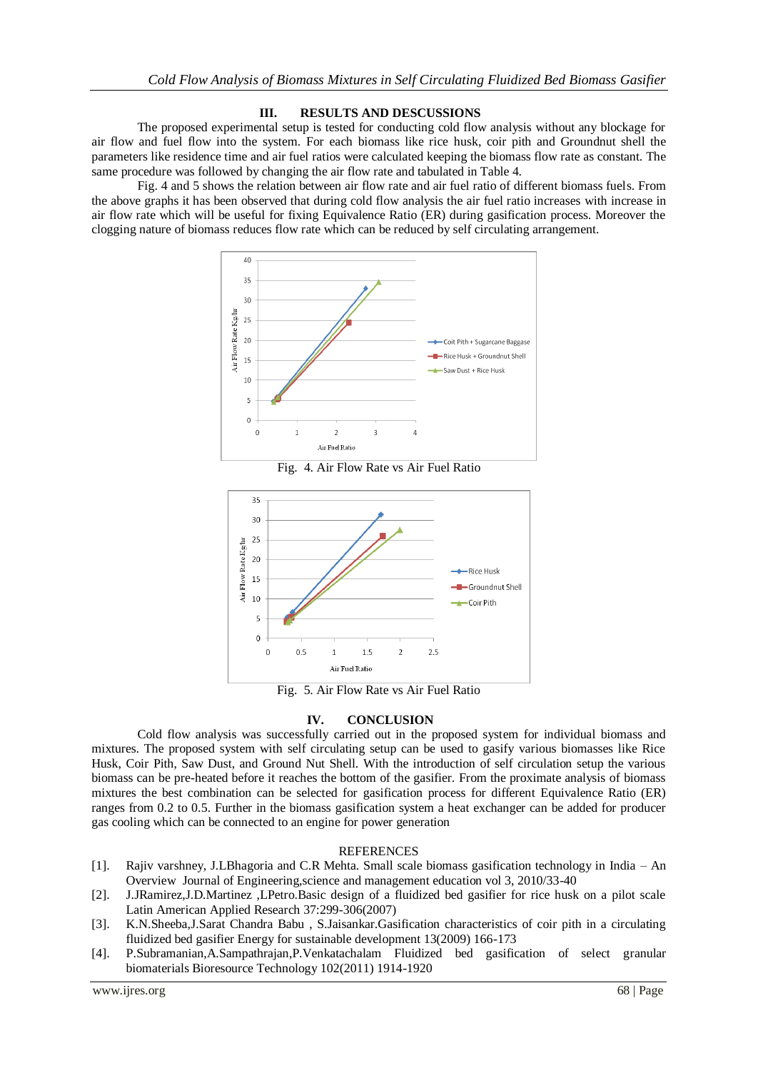## III. RESULTS AND DESCUSSIONS

The proposed experimental setup is tested for conducting cold flow analysis without any blockage for air flow and fuel flow into the system. For each biomass like rice husk, coir pith and Groundnut shell the parameters like residence time and air fuel ratios were calculated keeping the biomass flow rate as constant. The same procedure was followed by changing the air flow rate and tabulated in Table 4.

Fig. 4 and 5 shows the relation between air flow rate and air fuel ratio of different biomass fuels. From the above graphs it has been observed that during cold flow analysis the air fuel ratio increases with increase in air flow rate which will be useful for fixing Equivalence Ratio (ER) during gasification process. Moreover the clogging nature of biomass reduces flow rate which can be reduced by self circulating arrangement.

Fig. 4. Air Flow Rate vs Air Fuel Ratio

Fig. 5. Air Flow Rate vs Air Fuel Ratio

## IV. CONCLUSION

Cold flow analysis was successfully carried out in the proposed system for individual biomass and mixtures. The proposed system with self circulating setup can be used to gasify various biomasses like Rice Husk, Coir Pith, Saw Dust, and Ground Nut Shell. With the introduction of self circulation setup the various biomass can be pre-heated before it reaches the bottom of the gasifier. From the proximate analysis of biomass mixtures the best combination can be selected for gasification process for different Equivalence Ratio (ER) ranges from 0.2 to 0.5. Further in the biomass gasification system a heat exchanger can be added for producer gas cooling which can be connected to an engine for power generation

## REFERENCES

[1]. Rajiv varshney, J.LBhagoria and C.R Mehta. Small scale biomass gasification technology in India – An Overview Journal of Engineering,science and management education vol 3, 2010/33-40

[2]. J.JRamirez,J.D.Martinez ,LPetro.Basic design of a fluidized bed gasifier for rice husk on a pilot scale Latin American Applied Research 37:299-306(2007)

[3]. K.N.Sheeba,J.Sarat Chandra Babu , S.Jaisankar.Gasification characteristics of coir pith in a circulating fluidized bed gasifier Energy for sustainable development 13(2009) 166-173

[4]. P.Subramanian,A.Sampathrajan,P.Venkatachalam Fluidized bed gasification of select granular biomaterials Bioresource Technology 102(2011) 1914-1920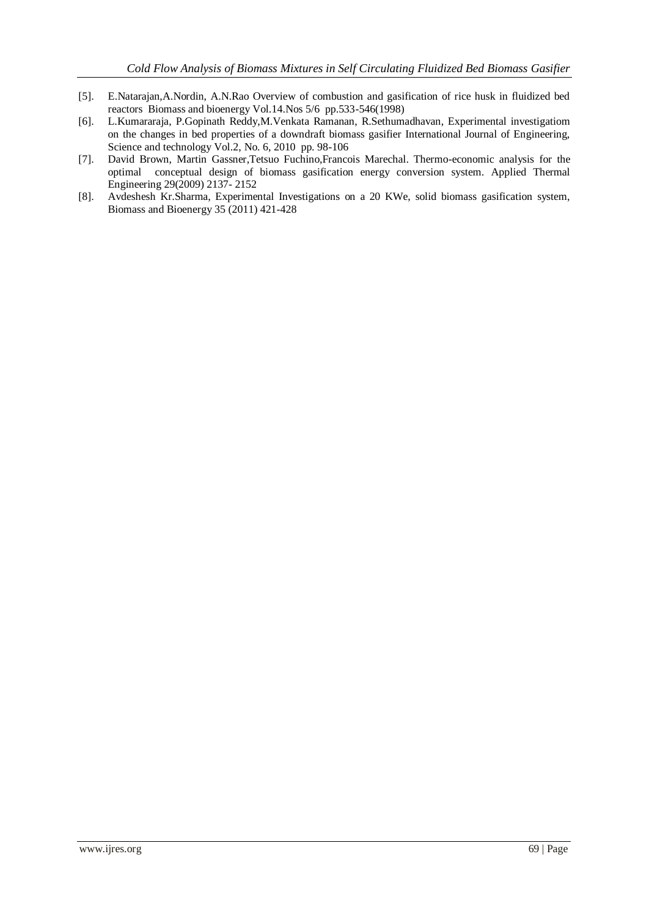[5]. E.Natarajan,A.Nordin, A.N.Rao Overview of combustion and gasification of rice husk in fluidized bed reactors Biomass and bioenergy Vol.14.Nos 5/6 pp.533-546(1998)

[6]. L.Kumararaja, P.Gopinath Reddy,M.Venkata Ramanan, R.Sethumadhavan, Experimental investigatiom on the changes in bed properties of a downdraft biomass gasifier International Journal of Engineering, Science and technology Vol.2, No. 6, 2010 pp. 98-106

[7]. David Brown, Martin Gassner,Tetsuo Fuchino,Francois Marechal. Thermo-economic analysis for the optimal conceptual design of biomass gasification energy conversion system. Applied Thermal Engineering 29(2009) 2137- 2152

[8]. Avdeshesh Kr.Sharma, Experimental Investigations on a 20 KWe, solid biomass gasification system, Biomass and Bioenergy 35 (2011) 421-428